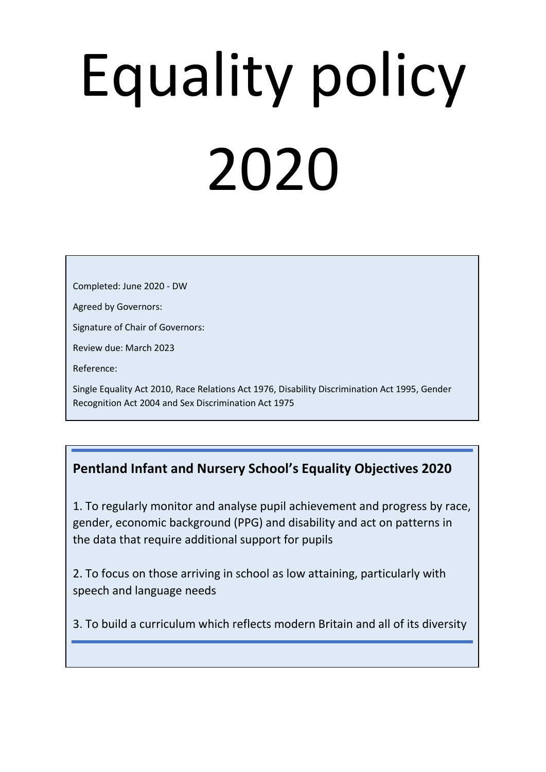# Equality policy 2020

Completed: June 2020 - DW

Agreed by Governors:

Signature of Chair of Governors:

Review due: March 2023

Reference:

Single Equality Act 2010, Race Relations Act 1976, Disability Discrimination Act 1995, Gender Recognition Act 2004 and Sex Discrimination Act 1975

---

## Pentland Infant and Nursery School's Equality Objectives 2020

1. To regularly monitor and analyse pupil achievement and progress by race, gender, economic background (PPG) and disability and act on patterns in the data that require additional support for pupils

2. To focus on those arriving in school as low attaining, particularly with speech and language needs

3. To build a curriculum which reflects modern Britain and all of its diversity

---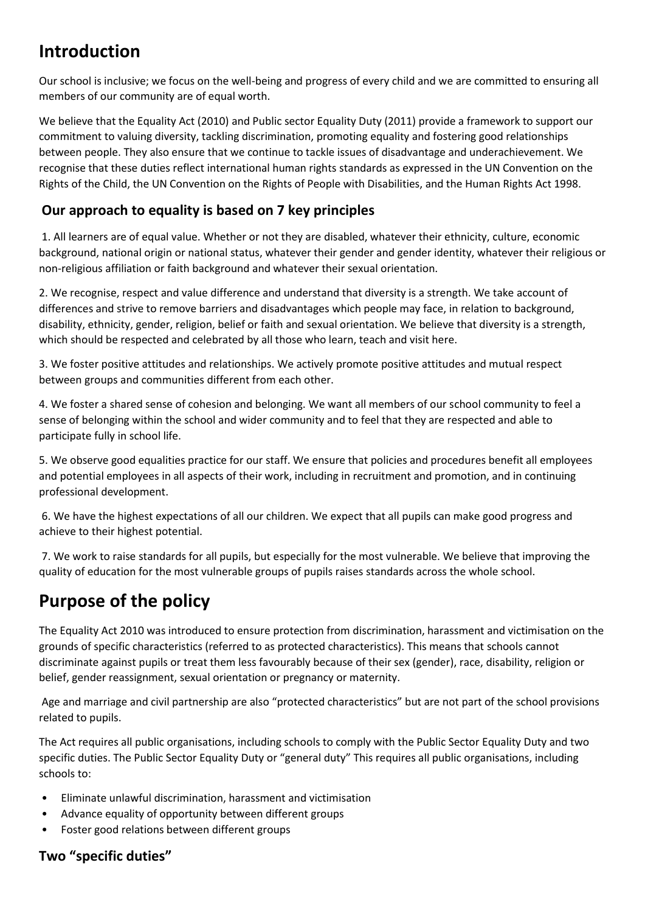# Introduction

Our school is inclusive; we focus on the well-being and progress of every child and we are committed to ensuring all members of our community are of equal worth.

We believe that the Equality Act (2010) and Public sector Equality Duty (2011) provide a framework to support our commitment to valuing diversity, tackling discrimination, promoting equality and fostering good relationships between people. They also ensure that we continue to tackle issues of disadvantage and underachievement. We recognise that these duties reflect international human rights standards as expressed in the UN Convention on the Rights of the Child, the UN Convention on the Rights of People with Disabilities, and the Human Rights Act 1998.

## Our approach to equality is based on 7 key principles

1. All learners are of equal value. Whether or not they are disabled, whatever their ethnicity, culture, economic background, national origin or national status, whatever their gender and gender identity, whatever their religious or non-religious affiliation or faith background and whatever their sexual orientation.

2. We recognise, respect and value difference and understand that diversity is a strength. We take account of differences and strive to remove barriers and disadvantages which people may face, in relation to background, disability, ethnicity, gender, religion, belief or faith and sexual orientation. We believe that diversity is a strength, which should be respected and celebrated by all those who learn, teach and visit here.

3. We foster positive attitudes and relationships. We actively promote positive attitudes and mutual respect between groups and communities different from each other.

4. We foster a shared sense of cohesion and belonging. We want all members of our school community to feel a sense of belonging within the school and wider community and to feel that they are respected and able to participate fully in school life.

5. We observe good equalities practice for our staff. We ensure that policies and procedures benefit all employees and potential employees in all aspects of their work, including in recruitment and promotion, and in continuing professional development.

6. We have the highest expectations of all our children. We expect that all pupils can make good progress and achieve to their highest potential.

7. We work to raise standards for all pupils, but especially for the most vulnerable. We believe that improving the quality of education for the most vulnerable groups of pupils raises standards across the whole school.

# Purpose of the policy

The Equality Act 2010 was introduced to ensure protection from discrimination, harassment and victimisation on the grounds of specific characteristics (referred to as protected characteristics). This means that schools cannot discriminate against pupils or treat them less favourably because of their sex (gender), race, disability, religion or belief, gender reassignment, sexual orientation or pregnancy or maternity.

Age and marriage and civil partnership are also "protected characteristics" but are not part of the school provisions related to pupils.

The Act requires all public organisations, including schools to comply with the Public Sector Equality Duty and two specific duties. The Public Sector Equality Duty or "general duty" This requires all public organisations, including schools to:

- Eliminate unlawful discrimination, harassment and victimisation
- Advance equality of opportunity between different groups
- Foster good relations between different groups

## Two "specific duties"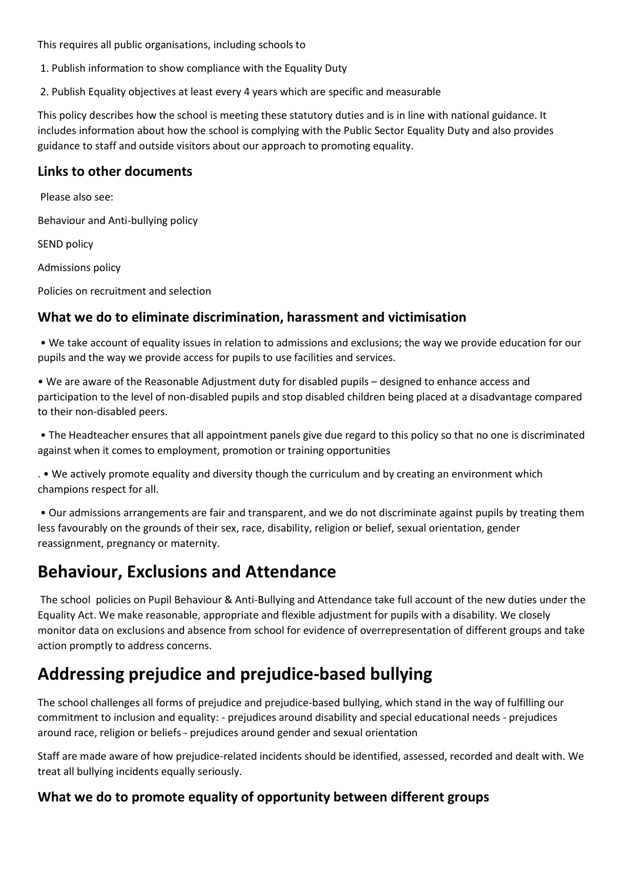This requires all public organisations, including schools to

1. Publish information to show compliance with the Equality Duty
2. Publish Equality objectives at least every 4 years which are specific and measurable

This policy describes how the school is meeting these statutory duties and is in line with national guidance. It includes information about how the school is complying with the Public Sector Equality Duty and also provides guidance to staff and outside visitors about our approach to promoting equality.

### Links to other documents

Please also see:

Behaviour and Anti-bullying policy

SEND policy

Admissions policy

Policies on recruitment and selection

### What we do to eliminate discrimination, harassment and victimisation

- We take account of equality issues in relation to admissions and exclusions; the way we provide education for our pupils and the way we provide access for pupils to use facilities and services.
- We are aware of the Reasonable Adjustment duty for disabled pupils – designed to enhance access and participation to the level of non-disabled pupils and stop disabled children being placed at a disadvantage compared to their non-disabled peers.
- The Headteacher ensures that all appointment panels give due regard to this policy so that no one is discriminated against when it comes to employment, promotion or training opportunities
- We actively promote equality and diversity though the curriculum and by creating an environment which champions respect for all.
- Our admissions arrangements are fair and transparent, and we do not discriminate against pupils by treating them less favourably on the grounds of their sex, race, disability, religion or belief, sexual orientation, gender reassignment, pregnancy or maternity.

## Behaviour, Exclusions and Attendance

The school policies on Pupil Behaviour & Anti-Bullying and Attendance take full account of the new duties under the Equality Act. We make reasonable, appropriate and flexible adjustment for pupils with a disability. We closely monitor data on exclusions and absence from school for evidence of overrepresentation of different groups and take action promptly to address concerns.

## Addressing prejudice and prejudice-based bullying

The school challenges all forms of prejudice and prejudice-based bullying, which stand in the way of fulfilling our commitment to inclusion and equality: - prejudices around disability and special educational needs - prejudices around race, religion or beliefs - prejudices around gender and sexual orientation

Staff are made aware of how prejudice-related incidents should be identified, assessed, recorded and dealt with. We treat all bullying incidents equally seriously.

### What we do to promote equality of opportunity between different groups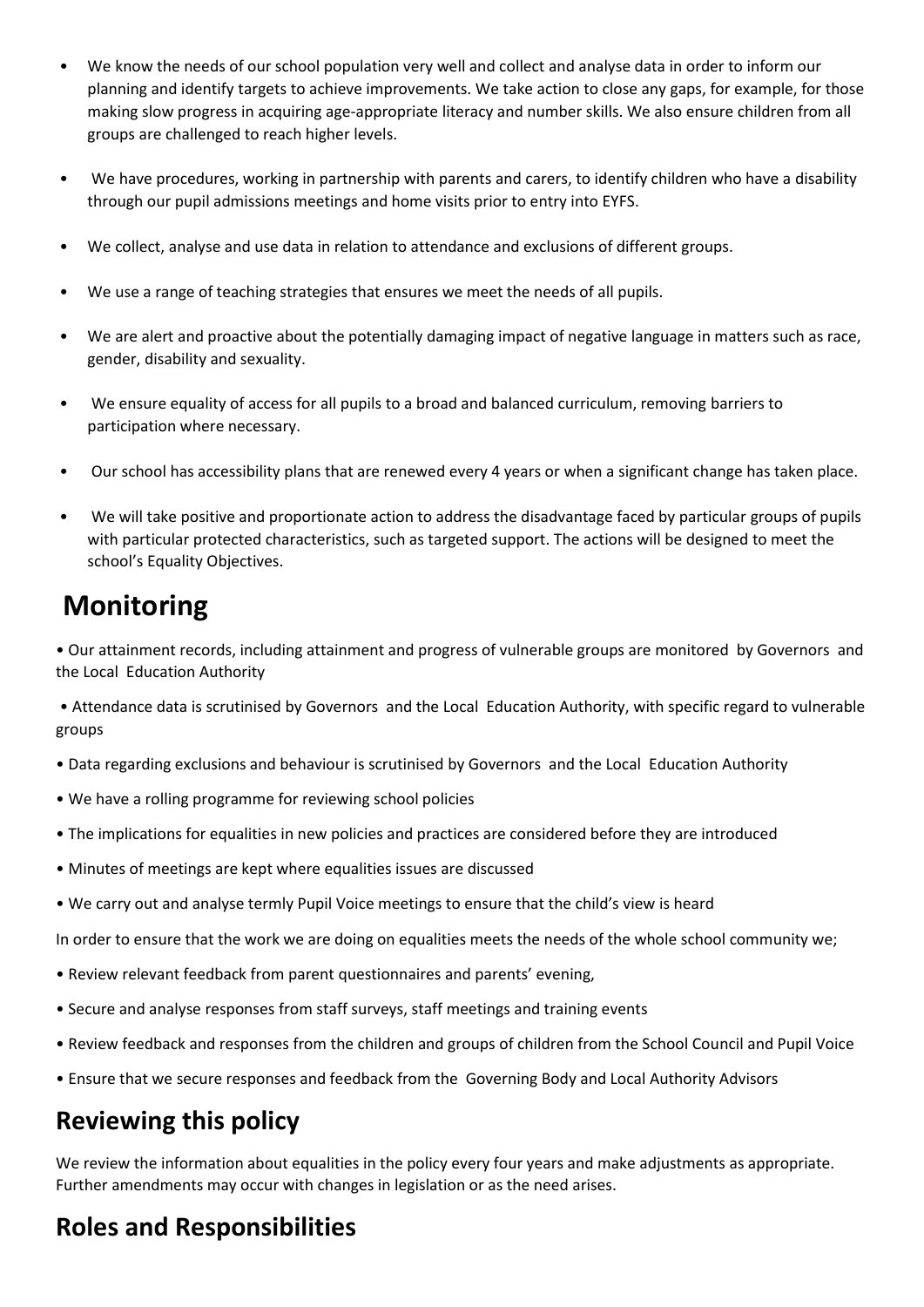- We know the needs of our school population very well and collect and analyse data in order to inform our planning and identify targets to achieve improvements. We take action to close any gaps, for example, for those making slow progress in acquiring age-appropriate literacy and number skills. We also ensure children from all groups are challenged to reach higher levels.
- We have procedures, working in partnership with parents and carers, to identify children who have a disability through our pupil admissions meetings and home visits prior to entry into EYFS.
- We collect, analyse and use data in relation to attendance and exclusions of different groups.
- We use a range of teaching strategies that ensures we meet the needs of all pupils.
- We are alert and proactive about the potentially damaging impact of negative language in matters such as race, gender, disability and sexuality.
- We ensure equality of access for all pupils to a broad and balanced curriculum, removing barriers to participation where necessary.
- Our school has accessibility plans that are renewed every 4 years or when a significant change has taken place.
- We will take positive and proportionate action to address the disadvantage faced by particular groups of pupils with particular protected characteristics, such as targeted support. The actions will be designed to meet the school's Equality Objectives.

# Monitoring

- Our attainment records, including attainment and progress of vulnerable groups are monitored by Governors and the Local Education Authority
- Attendance data is scrutinised by Governors and the Local Education Authority, with specific regard to vulnerable groups
- Data regarding exclusions and behaviour is scrutinised by Governors and the Local Education Authority
- We have a rolling programme for reviewing school policies
- The implications for equalities in new policies and practices are considered before they are introduced
- Minutes of meetings are kept where equalities issues are discussed
- We carry out and analyse termly Pupil Voice meetings to ensure that the child's view is heard

In order to ensure that the work we are doing on equalities meets the needs of the whole school community we;

- Review relevant feedback from parent questionnaires and parents' evening,
- Secure and analyse responses from staff surveys, staff meetings and training events
- Review feedback and responses from the children and groups of children from the School Council and Pupil Voice
- Ensure that we secure responses and feedback from the Governing Body and Local Authority Advisors

## Reviewing this policy

We review the information about equalities in the policy every four years and make adjustments as appropriate. Further amendments may occur with changes in legislation or as the need arises.

## Roles and Responsibilities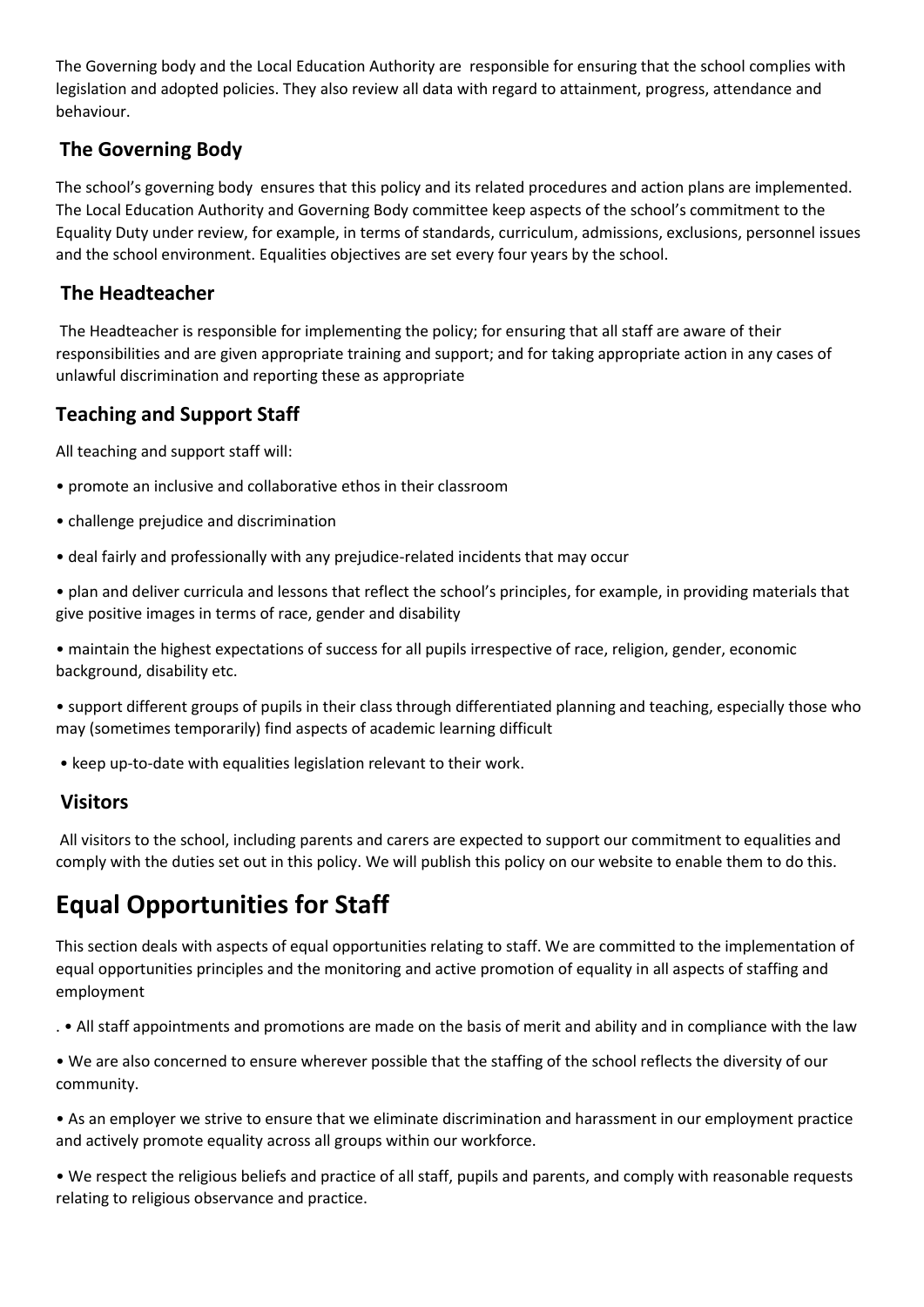The Governing body and the Local Education Authority are responsible for ensuring that the school complies with legislation and adopted policies. They also review all data with regard to attainment, progress, attendance and behaviour.

### The Governing Body

The school's governing body ensures that this policy and its related procedures and action plans are implemented. The Local Education Authority and Governing Body committee keep aspects of the school's commitment to the Equality Duty under review, for example, in terms of standards, curriculum, admissions, exclusions, personnel issues and the school environment. Equalities objectives are set every four years by the school.

### The Headteacher

The Headteacher is responsible for implementing the policy; for ensuring that all staff are aware of their responsibilities and are given appropriate training and support; and for taking appropriate action in any cases of unlawful discrimination and reporting these as appropriate

### Teaching and Support Staff

All teaching and support staff will:

- promote an inclusive and collaborative ethos in their classroom
- challenge prejudice and discrimination
- deal fairly and professionally with any prejudice-related incidents that may occur
- plan and deliver curricula and lessons that reflect the school's principles, for example, in providing materials that give positive images in terms of race, gender and disability
- maintain the highest expectations of success for all pupils irrespective of race, religion, gender, economic background, disability etc.
- support different groups of pupils in their class through differentiated planning and teaching, especially those who may (sometimes temporarily) find aspects of academic learning difficult
- keep up-to-date with equalities legislation relevant to their work.

### Visitors

All visitors to the school, including parents and carers are expected to support our commitment to equalities and comply with the duties set out in this policy. We will publish this policy on our website to enable them to do this.

# Equal Opportunities for Staff

This section deals with aspects of equal opportunities relating to staff. We are committed to the implementation of equal opportunities principles and the monitoring and active promotion of equality in all aspects of staffing and employment

- All staff appointments and promotions are made on the basis of merit and ability and in compliance with the law
- We are also concerned to ensure wherever possible that the staffing of the school reflects the diversity of our community.
- As an employer we strive to ensure that we eliminate discrimination and harassment in our employment practice and actively promote equality across all groups within our workforce.
- We respect the religious beliefs and practice of all staff, pupils and parents, and comply with reasonable requests relating to religious observance and practice.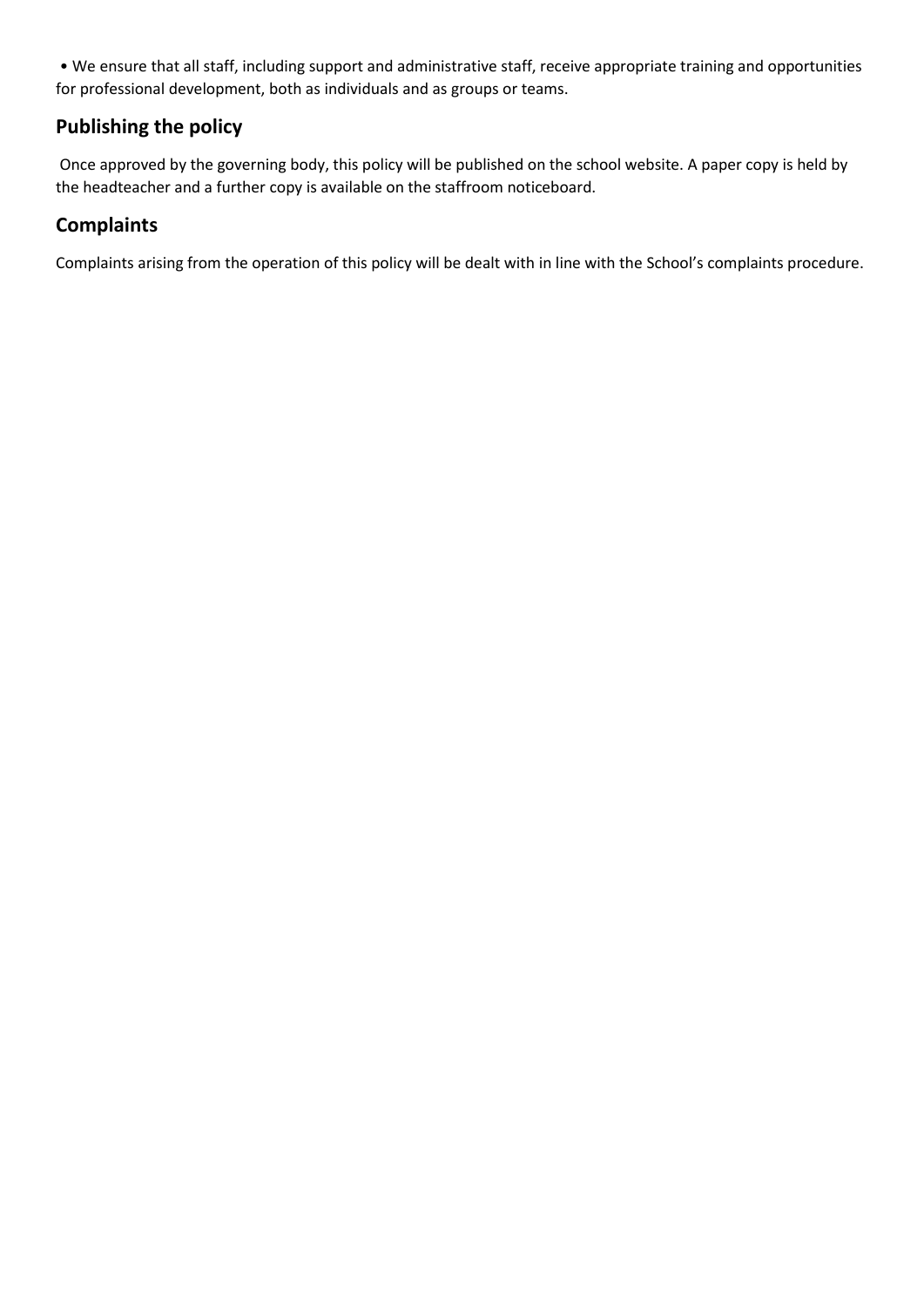- We ensure that all staff, including support and administrative staff, receive appropriate training and opportunities for professional development, both as individuals and as groups or teams.

## Publishing the policy

Once approved by the governing body, this policy will be published on the school website. A paper copy is held by the headteacher and a further copy is available on the staffroom noticeboard.

## Complaints

Complaints arising from the operation of this policy will be dealt with in line with the School's complaints procedure.